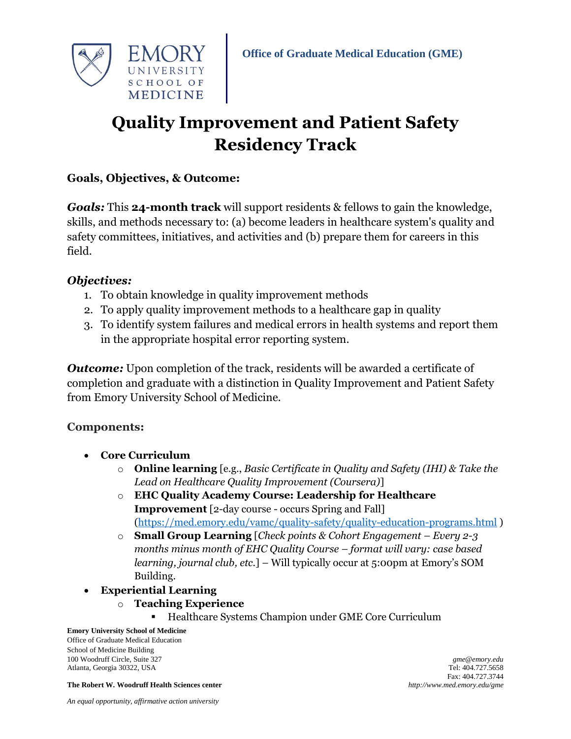Office of Graduate Medical Education (GME)

# Quality Improvement and Patient Safety Residency Track

## Goals, Objectives, & Outcome:

***Goals:*** This **24-month track** will support residents & fellows to gain the knowledge, skills, and methods necessary to: (a) become leaders in healthcare system's quality and safety committees, initiatives, and activities and (b) prepare them for careers in this field.

### *Objectives:*

1. To obtain knowledge in quality improvement methods
2. To apply quality improvement methods to a healthcare gap in quality
3. To identify system failures and medical errors in health systems and report them in the appropriate hospital error reporting system.

***Outcome:*** Upon completion of the track, residents will be awarded a certificate of completion and graduate with a distinction in Quality Improvement and Patient Safety from Emory University School of Medicine.

## Components:

- **Core Curriculum**
  - **Online learning** [e.g., *Basic Certificate in Quality and Safety (IHI) & Take the Lead on Healthcare Quality Improvement (Coursera)*]
  - **EHC Quality Academy Course: Leadership for Healthcare Improvement** [2-day course - occurs Spring and Fall] (https://med.emory.edu/vamc/quality-safety/quality-education-programs.html )
  - **Small Group Learning** [*Check points & Cohort Engagement – Every 2-3 months minus month of EHC Quality Course – format will vary: case based learning, journal club, etc.*] – Will typically occur at 5:00pm at Emory's SOM Building.
- **Experiential Learning**
  - **Teaching Experience**
    - Healthcare Systems Champion under GME Core Curriculum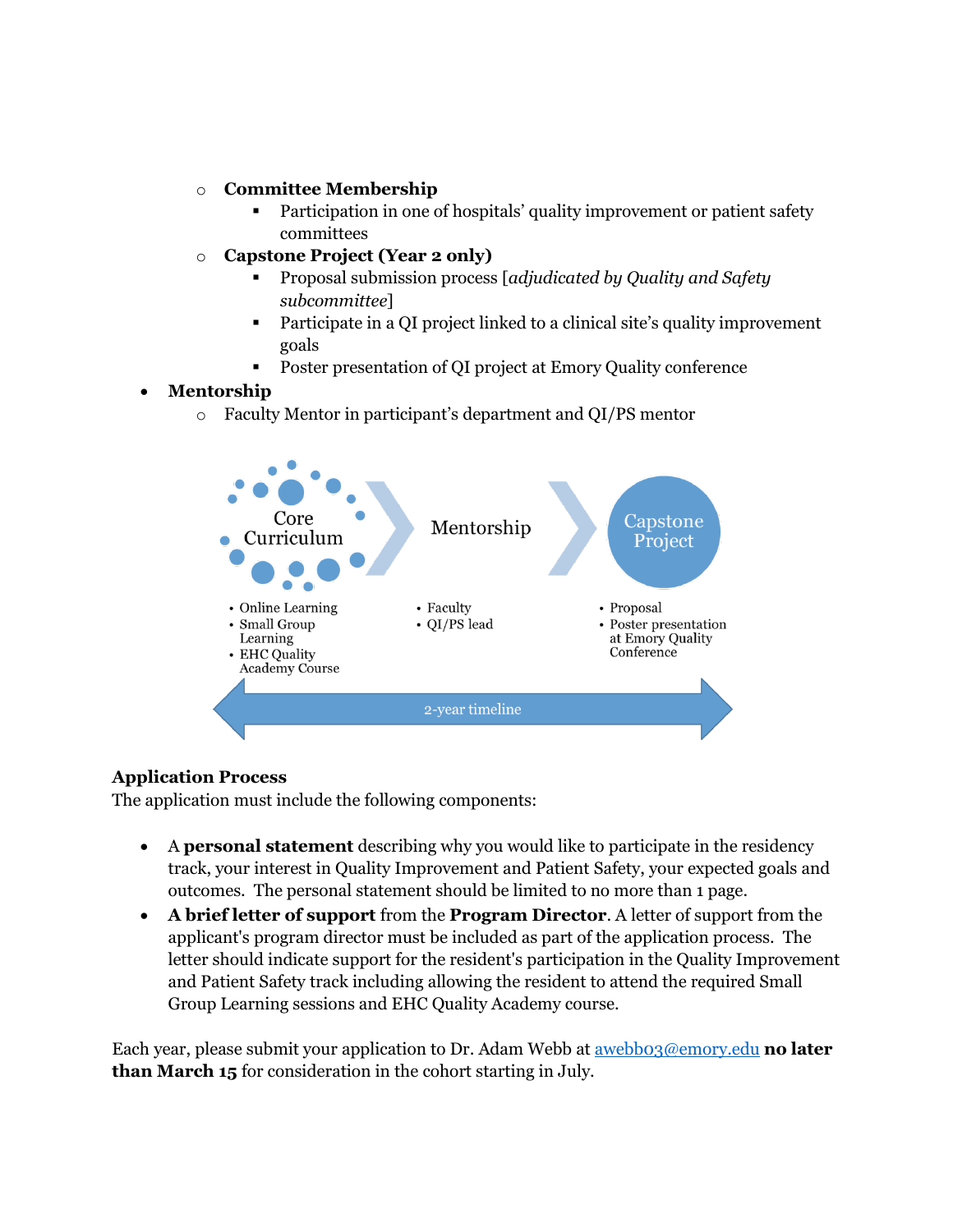- **Committee Membership**
  - Participation in one of hospitals' quality improvement or patient safety committees
- **Capstone Project (Year 2 only)**
  - Proposal submission process [*adjudicated by Quality and Safety subcommittee*]
  - Participate in a QI project linked to a clinical site's quality improvement goals
  - Poster presentation of QI project at Emory Quality conference

- **Mentorship**
  - Faculty Mentor in participant's department and QI/PS mentor

Core Curriculum

- Online Learning
- Small Group Learning
- EHC Quality Academy Course

Mentorship

- Faculty
- QI/PS lead

Capstone Project

- Proposal
- Poster presentation at Emory Quality Conference

2-year timeline

## Application Process

The application must include the following components:

- A **personal statement** describing why you would like to participate in the residency track, your interest in Quality Improvement and Patient Safety, your expected goals and outcomes. The personal statement should be limited to no more than 1 page.
- **A brief letter of support** from the **Program Director**. A letter of support from the applicant's program director must be included as part of the application process. The letter should indicate support for the resident's participation in the Quality Improvement and Patient Safety track including allowing the resident to attend the required Small Group Learning sessions and EHC Quality Academy course.

Each year, please submit your application to Dr. Adam Webb at awebb03@emory.edu **no later than March 15** for consideration in the cohort starting in July.